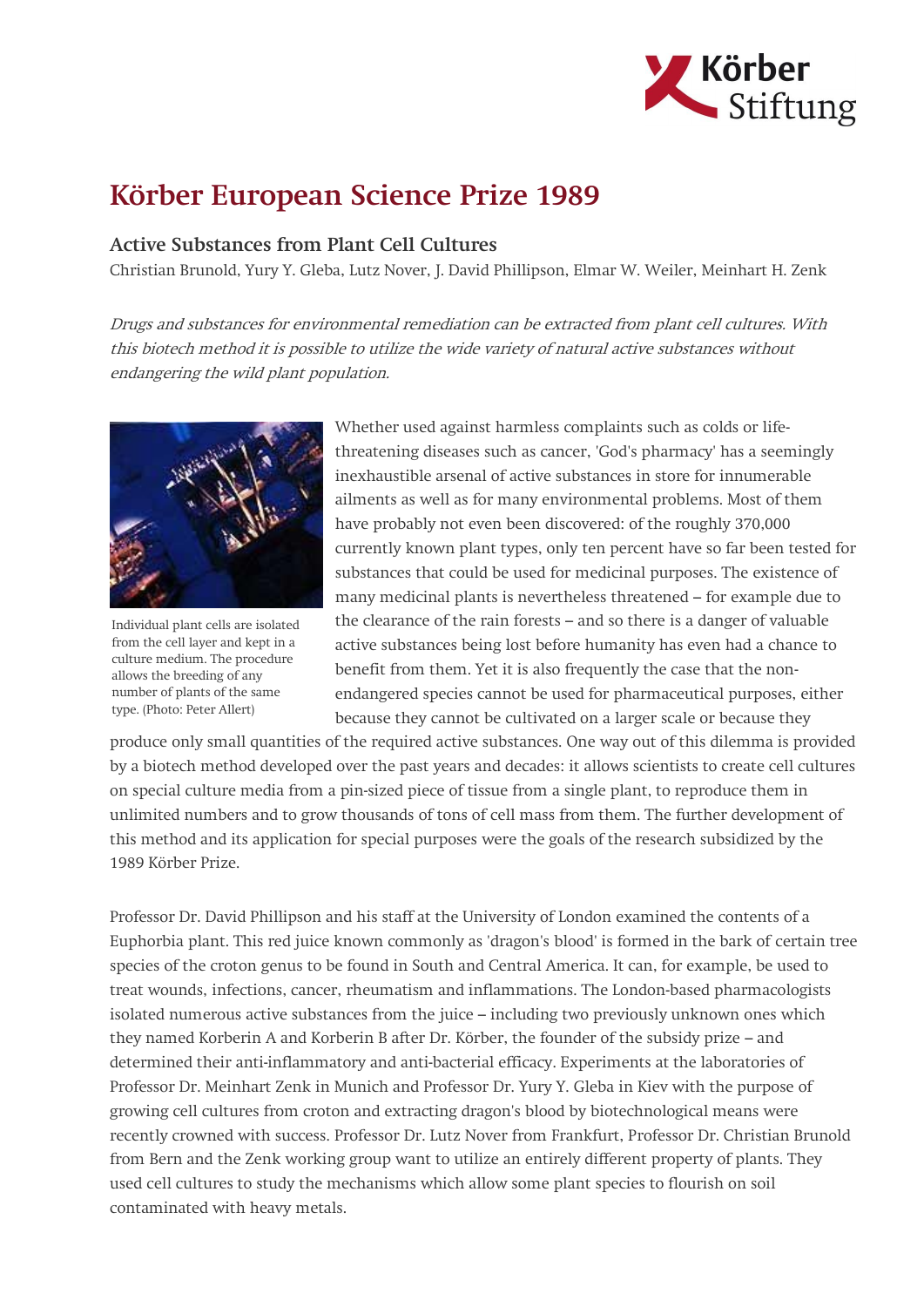# Körber European Science Prize 1989

## Active Substances from Plant Cell Cultures

Christian Brunold, Yury Y. Gleba, Lutz Nover, J. David Phillipson, Elmar W. Weiler, Meinhart H. Zenk

*Drugs and substances for environmental remediation can be extracted from plant cell cultures. With this biotech method it is possible to utilize the wide variety of natural active substances without endangering the wild plant population.*

Individual plant cells are isolated from the cell layer and kept in a culture medium. The procedure allows the breeding of any number of plants of the same type. (Photo: Peter Allert)

Whether used against harmless complaints such as colds or life-threatening diseases such as cancer, 'God's pharmacy' has a seemingly inexhaustible arsenal of active substances in store for innumerable ailments as well as for many environmental problems. Most of them have probably not even been discovered: of the roughly 370,000 currently known plant types, only ten percent have so far been tested for substances that could be used for medicinal purposes. The existence of many medicinal plants is nevertheless threatened – for example due to the clearance of the rain forests – and so there is a danger of valuable active substances being lost before humanity has even had a chance to benefit from them. Yet it is also frequently the case that the non-endangered species cannot be used for pharmaceutical purposes, either because they cannot be cultivated on a larger scale or because they produce only small quantities of the required active substances. One way out of this dilemma is provided by a biotech method developed over the past years and decades: it allows scientists to create cell cultures on special culture media from a pin-sized piece of tissue from a single plant, to reproduce them in unlimited numbers and to grow thousands of tons of cell mass from them. The further development of this method and its application for special purposes were the goals of the research subsidized by the 1989 Körber Prize.

Professor Dr. David Phillipson and his staff at the University of London examined the contents of a Euphorbia plant. This red juice known commonly as 'dragon's blood' is formed in the bark of certain tree species of the croton genus to be found in South and Central America. It can, for example, be used to treat wounds, infections, cancer, rheumatism and inflammations. The London-based pharmacologists isolated numerous active substances from the juice – including two previously unknown ones which they named Korberin A and Korberin B after Dr. Körber, the founder of the subsidy prize – and determined their anti-inflammatory and anti-bacterial efficacy. Experiments at the laboratories of Professor Dr. Meinhart Zenk in Munich and Professor Dr. Yury Y. Gleba in Kiev with the purpose of growing cell cultures from croton and extracting dragon's blood by biotechnological means were recently crowned with success. Professor Dr. Lutz Nover from Frankfurt, Professor Dr. Christian Brunold from Bern and the Zenk working group want to utilize an entirely different property of plants. They used cell cultures to study the mechanisms which allow some plant species to flourish on soil contaminated with heavy metals.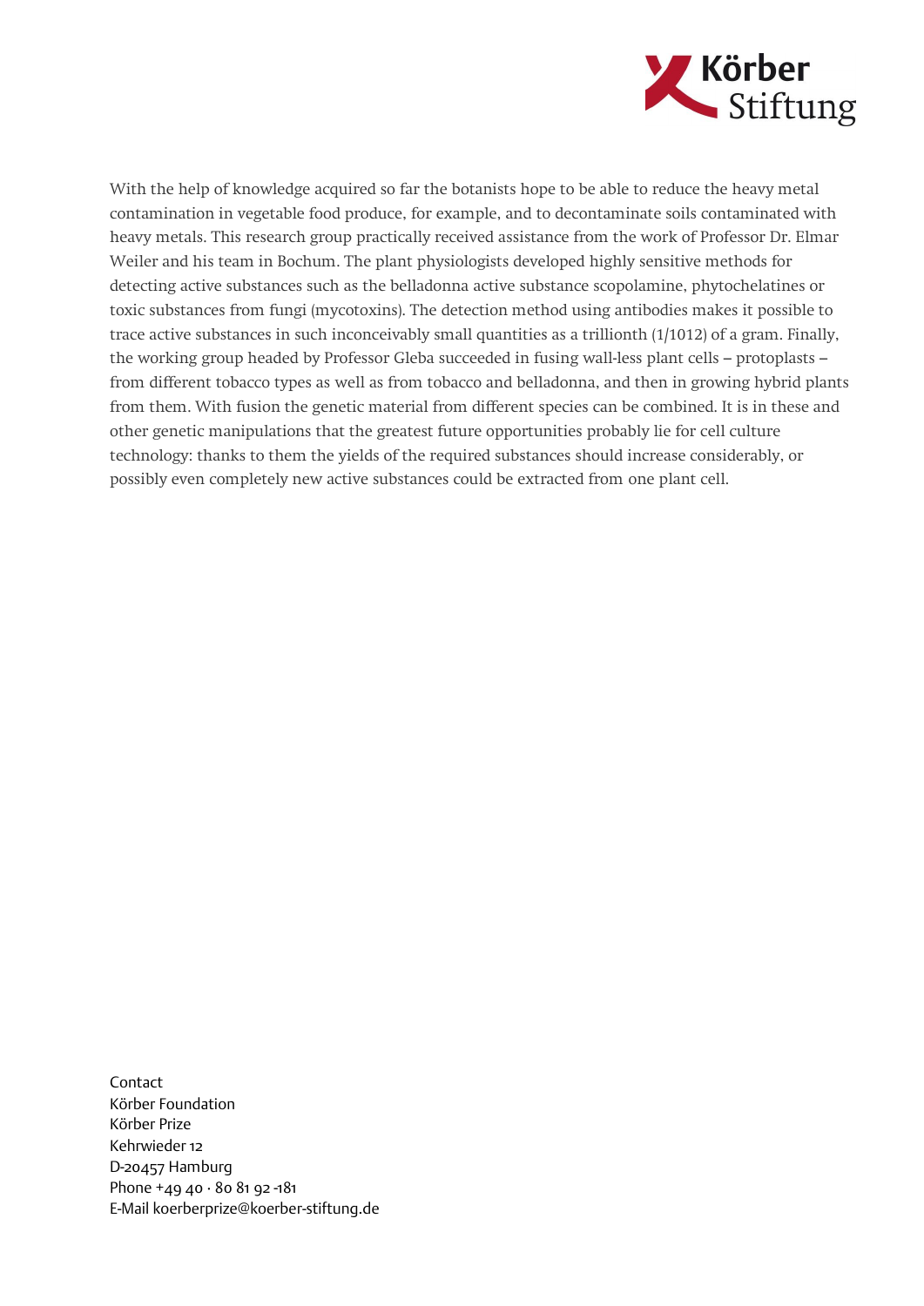With the help of knowledge acquired so far the botanists hope to be able to reduce the heavy metal contamination in vegetable food produce, for example, and to decontaminate soils contaminated with heavy metals. This research group practically received assistance from the work of Professor Dr. Elmar Weiler and his team in Bochum. The plant physiologists developed highly sensitive methods for detecting active substances such as the belladonna active substance scopolamine, phytochelatines or toxic substances from fungi (mycotoxins). The detection method using antibodies makes it possible to trace active substances in such inconceivably small quantities as a trillionth (1/1012) of a gram. Finally, the working group headed by Professor Gleba succeeded in fusing wall-less plant cells – protoplasts – from different tobacco types as well as from tobacco and belladonna, and then in growing hybrid plants from them. With fusion the genetic material from different species can be combined. It is in these and other genetic manipulations that the greatest future opportunities probably lie for cell culture technology: thanks to them the yields of the required substances should increase considerably, or possibly even completely new active substances could be extracted from one plant cell.

Contact
Körber Foundation
Körber Prize
Kehrwieder 12
D-20457 Hamburg
Phone +49 40 · 80 81 92 -181
E-Mail koerberprize@koerber-stiftung.de